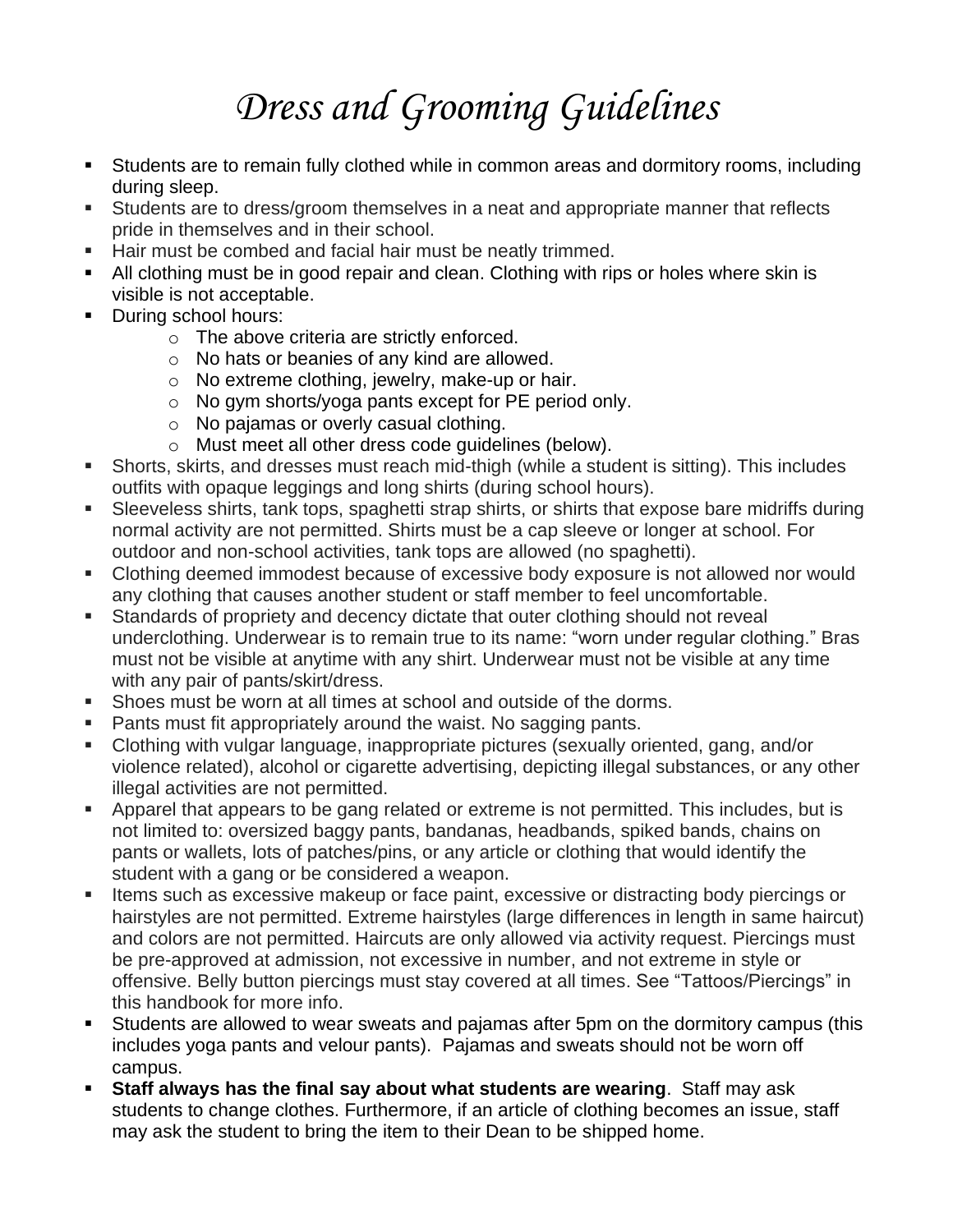# *Dress and Grooming Guidelines*

- Students are to remain fully clothed while in common areas and dormitory rooms, including during sleep.
- Students are to dress/groom themselves in a neat and appropriate manner that reflects pride in themselves and in their school.
- Hair must be combed and facial hair must be neatly trimmed.
- All clothing must be in good repair and clean. Clothing with rips or holes where skin is visible is not acceptable.
- During school hours:
  - The above criteria are strictly enforced.
  - No hats or beanies of any kind are allowed.
  - No extreme clothing, jewelry, make-up or hair.
  - No gym shorts/yoga pants except for PE period only.
  - No pajamas or overly casual clothing.
  - Must meet all other dress code guidelines (below).
- Shorts, skirts, and dresses must reach mid-thigh (while a student is sitting). This includes outfits with opaque leggings and long shirts (during school hours).
- Sleeveless shirts, tank tops, spaghetti strap shirts, or shirts that expose bare midriffs during normal activity are not permitted. Shirts must be a cap sleeve or longer at school. For outdoor and non-school activities, tank tops are allowed (no spaghetti).
- Clothing deemed immodest because of excessive body exposure is not allowed nor would any clothing that causes another student or staff member to feel uncomfortable.
- Standards of propriety and decency dictate that outer clothing should not reveal underclothing. Underwear is to remain true to its name: "worn under regular clothing." Bras must not be visible at anytime with any shirt. Underwear must not be visible at any time with any pair of pants/skirt/dress.
- Shoes must be worn at all times at school and outside of the dorms.
- Pants must fit appropriately around the waist. No sagging pants.
- Clothing with vulgar language, inappropriate pictures (sexually oriented, gang, and/or violence related), alcohol or cigarette advertising, depicting illegal substances, or any other illegal activities are not permitted.
- Apparel that appears to be gang related or extreme is not permitted. This includes, but is not limited to: oversized baggy pants, bandanas, headbands, spiked bands, chains on pants or wallets, lots of patches/pins, or any article or clothing that would identify the student with a gang or be considered a weapon.
- Items such as excessive makeup or face paint, excessive or distracting body piercings or hairstyles are not permitted. Extreme hairstyles (large differences in length in same haircut) and colors are not permitted. Haircuts are only allowed via activity request. Piercings must be pre-approved at admission, not excessive in number, and not extreme in style or offensive. Belly button piercings must stay covered at all times. See "Tattoos/Piercings" in this handbook for more info.
- Students are allowed to wear sweats and pajamas after 5pm on the dormitory campus (this includes yoga pants and velour pants). Pajamas and sweats should not be worn off campus.
- **Staff always has the final say about what students are wearing**. Staff may ask students to change clothes. Furthermore, if an article of clothing becomes an issue, staff may ask the student to bring the item to their Dean to be shipped home.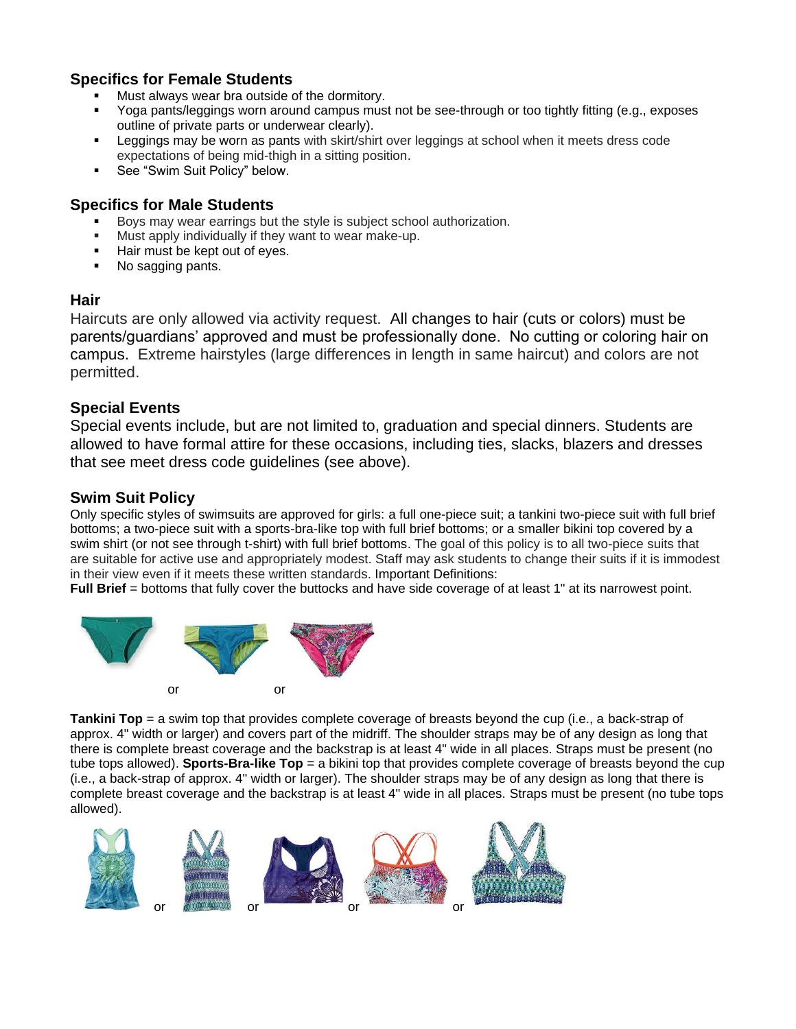### Specifics for Female Students

- Must always wear bra outside of the dormitory.
- Yoga pants/leggings worn around campus must not be see-through or too tightly fitting (e.g., exposes outline of private parts or underwear clearly).
- Leggings may be worn as pants with skirt/shirt over leggings at school when it meets dress code expectations of being mid-thigh in a sitting position.
- See "Swim Suit Policy" below.

### Specifics for Male Students

- Boys may wear earrings but the style is subject school authorization.
- Must apply individually if they want to wear make-up.
- Hair must be kept out of eyes.
- No sagging pants.

### Hair

Haircuts are only allowed via activity request. All changes to hair (cuts or colors) must be parents/guardians' approved and must be professionally done. No cutting or coloring hair on campus. Extreme hairstyles (large differences in length in same haircut) and colors are not permitted.

### Special Events

Special events include, but are not limited to, graduation and special dinners. Students are allowed to have formal attire for these occasions, including ties, slacks, blazers and dresses that see meet dress code guidelines (see above).

### Swim Suit Policy

Only specific styles of swimsuits are approved for girls: a full one-piece suit; a tankini two-piece suit with full brief bottoms; a two-piece suit with a sports-bra-like top with full brief bottoms; or a smaller bikini top covered by a swim shirt (or not see through t-shirt) with full brief bottoms. The goal of this policy is to all two-piece suits that are suitable for active use and appropriately modest. Staff may ask students to change their suits if it is immodest in their view even if it meets these written standards. Important Definitions:

**Full Brief** = bottoms that fully cover the buttocks and have side coverage of at least 1" at its narrowest point.

or or

**Tankini Top** = a swim top that provides complete coverage of breasts beyond the cup (i.e., a back-strap of approx. 4" width or larger) and covers part of the midriff. The shoulder straps may be of any design as long that there is complete breast coverage and the backstrap is at least 4" wide in all places. Straps must be present (no tube tops allowed). **Sports-Bra-like Top** = a bikini top that provides complete coverage of breasts beyond the cup (i.e., a back-strap of approx. 4" width or larger). The shoulder straps may be of any design as long that there is complete breast coverage and the backstrap is at least 4" wide in all places. Straps must be present (no tube tops allowed).

or or or or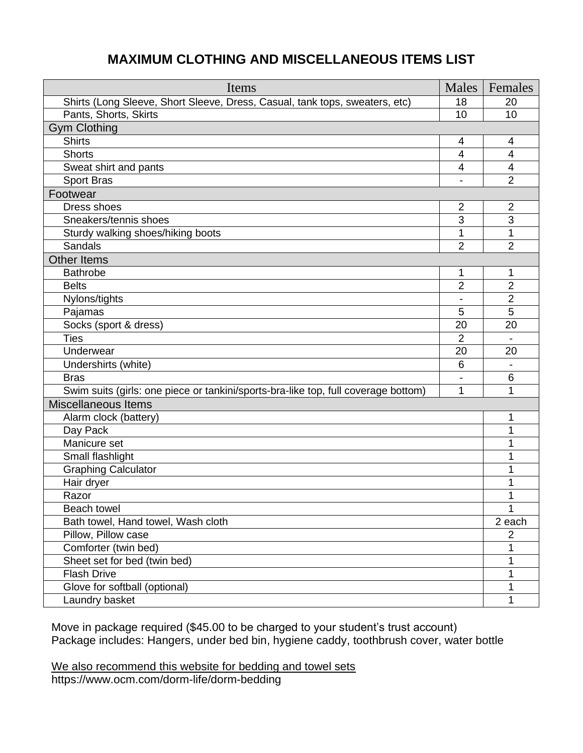# MAXIMUM CLOTHING AND MISCELLANEOUS ITEMS LIST

| Items | Males | Females |
|---|---|---|
| Shirts (Long Sleeve, Short Sleeve, Dress, Casual, tank tops, sweaters, etc) | 18 | 20 |
| Pants, Shorts, Skirts | 10 | 10 |
| **Gym Clothing** | | |
| Shirts | 4 | 4 |
| Shorts | 4 | 4 |
| Sweat shirt and pants | 4 | 4 |
| Sport Bras | - | 2 |
| **Footwear** | | |
| Dress shoes | 2 | 2 |
| Sneakers/tennis shoes | 3 | 3 |
| Sturdy walking shoes/hiking boots | 1 | 1 |
| Sandals | 2 | 2 |
| **Other Items** | | |
| Bathrobe | 1 | 1 |
| Belts | 2 | 2 |
| Nylons/tights | - | 2 |
| Pajamas | 5 | 5 |
| Socks (sport & dress) | 20 | 20 |
| Ties | 2 | - |
| Underwear | 20 | 20 |
| Undershirts (white) | 6 | - |
| Bras | - | 6 |
| Swim suits (girls: one piece or tankini/sports-bra-like top, full coverage bottom) | 1 | 1 |
| **Miscellaneous Items** | | |
| Alarm clock (battery) | | 1 |
| Day Pack | | 1 |
| Manicure set | | 1 |
| Small flashlight | | 1 |
| Graphing Calculator | | 1 |
| Hair dryer | | 1 |
| Razor | | 1 |
| Beach towel | | 1 |
| Bath towel, Hand towel, Wash cloth | | 2 each |
| Pillow, Pillow case | | 2 |
| Comforter (twin bed) | | 1 |
| Sheet set for bed (twin bed) | | 1 |
| Flash Drive | | 1 |
| Glove for softball (optional) | | 1 |
| Laundry basket | | 1 |

Move in package required ($45.00 to be charged to your student's trust account)
Package includes: Hangers, under bed bin, hygiene caddy, toothbrush cover, water bottle

We also recommend this website for bedding and towel sets
https://www.ocm.com/dorm-life/dorm-bedding